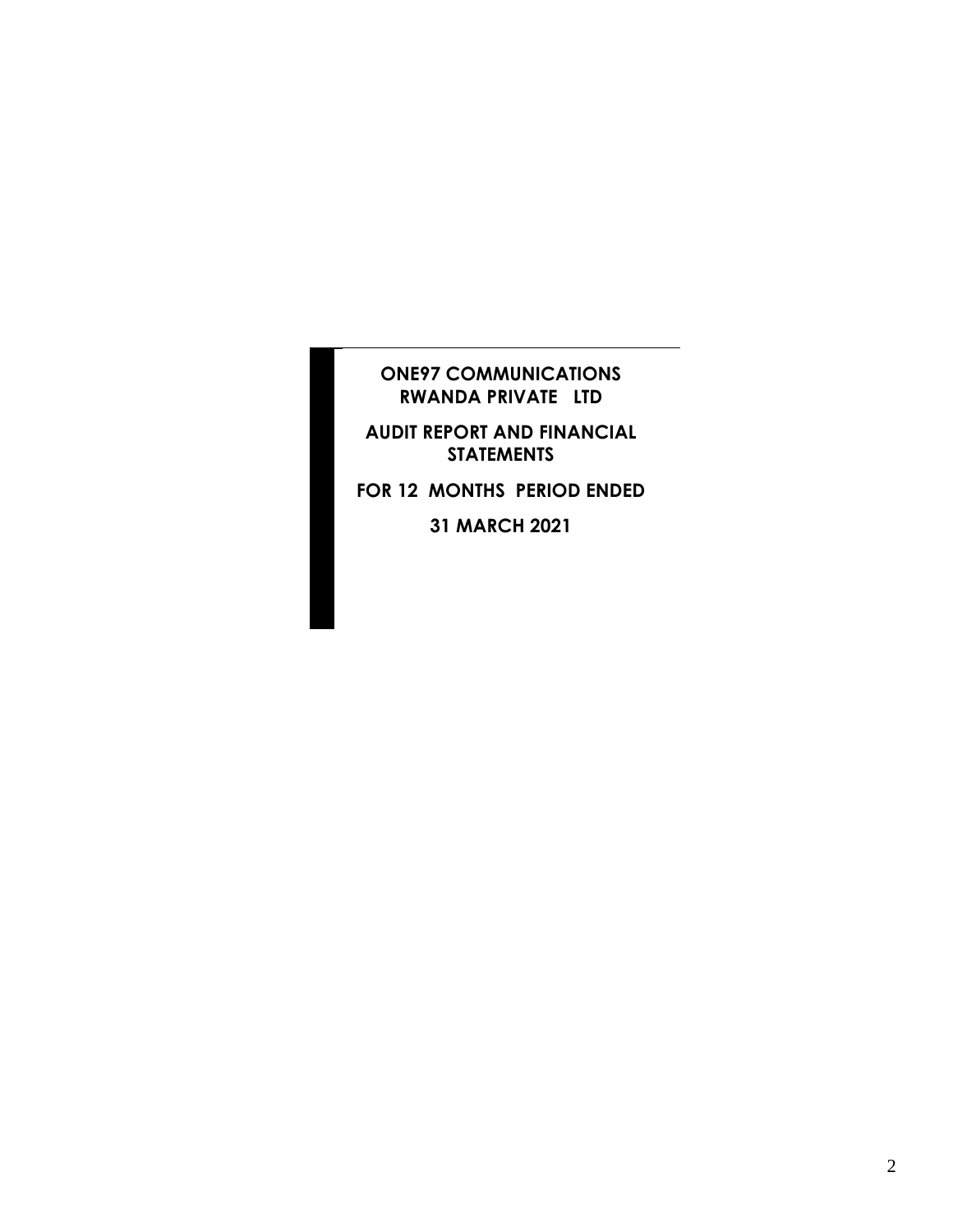# ONE97 COMMUNICATIONS RWANDA PRIVATE LTD

## AUDIT REPORT AND FINANCIAL STATEMENTS

## FOR 12 MONTHS PERIOD ENDED

## 31 MARCH 2021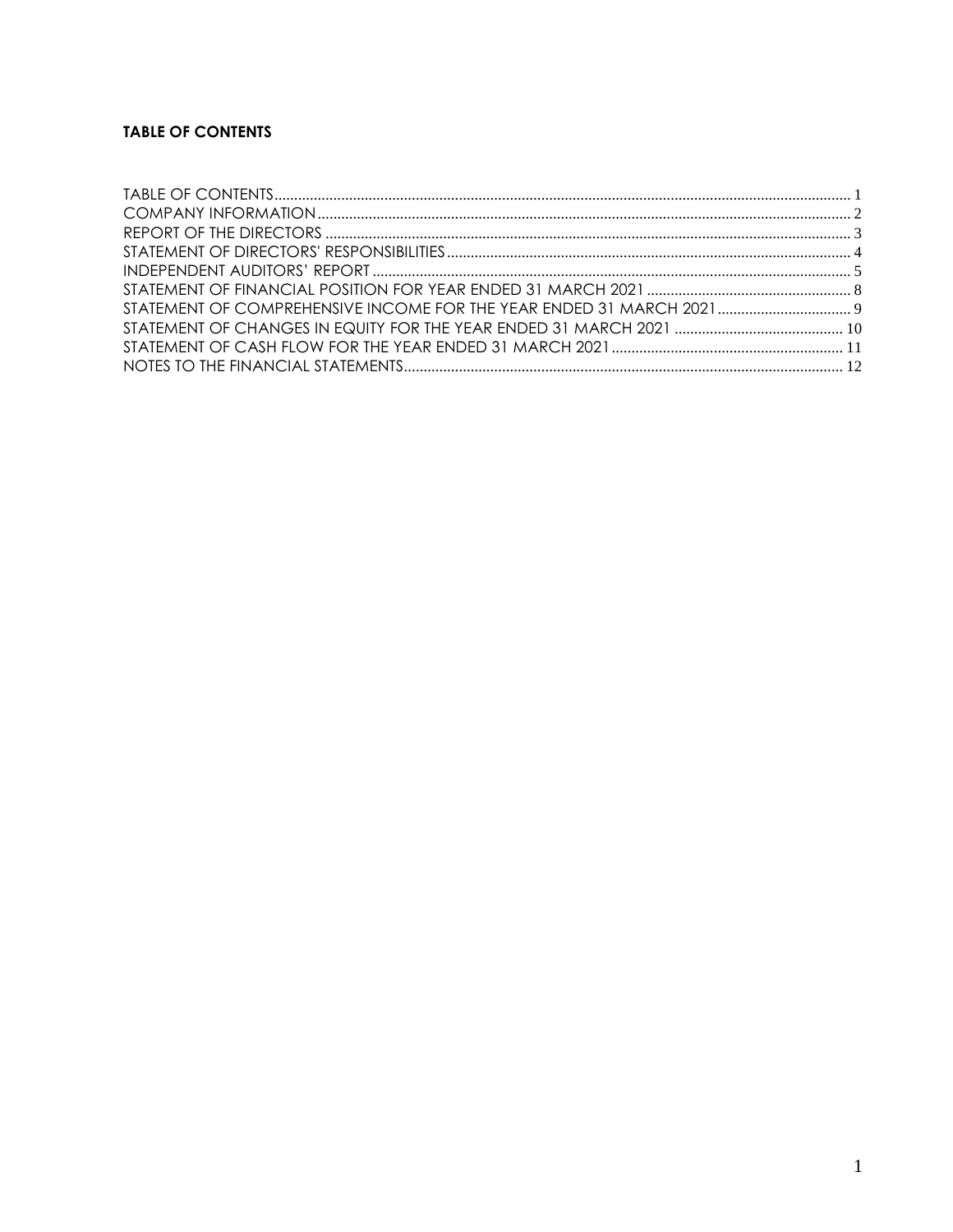**TABLE OF CONTENTS**

| | |
|---|---|
| TABLE OF CONTENTS | 1 |
| COMPANY INFORMATION | 2 |
| REPORT OF THE DIRECTORS | 3 |
| STATEMENT OF DIRECTORS' RESPONSIBILITIES | 4 |
| INDEPENDENT AUDITORS' REPORT | 5 |
| STATEMENT OF FINANCIAL POSITION FOR YEAR ENDED 31 MARCH 2021 | 8 |
| STATEMENT OF COMPREHENSIVE INCOME FOR THE YEAR ENDED 31 MARCH 2021 | 9 |
| STATEMENT OF CHANGES IN EQUITY FOR THE YEAR ENDED 31 MARCH 2021 | 10 |
| STATEMENT OF CASH FLOW FOR THE YEAR ENDED 31 MARCH 2021 | 11 |
| NOTES TO THE FINANCIAL STATEMENTS | 12 |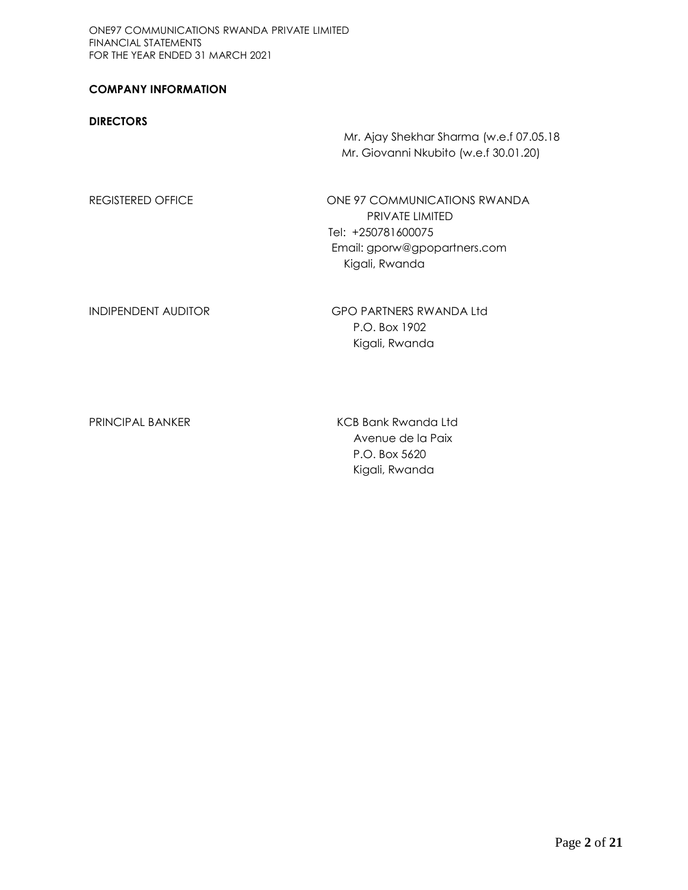## COMPANY INFORMATION

### DIRECTORS

Mr. Ajay Shekhar Sharma (w.e.f 07.05.18

Mr. Giovanni Nkubito (w.e.f 30.01.20)

| | |
|---|---|
| REGISTERED OFFICE | ONE 97 COMMUNICATIONS RWANDA PRIVATE LIMITED<br>Tel: +250781600075<br>Email: gporw@gpopartners.com<br>Kigali, Rwanda |
| INDIPENDENT AUDITOR | GPO PARTNERS RWANDA Ltd<br>P.O. Box 1902<br>Kigali, Rwanda |
| PRINCIPAL BANKER | KCB Bank Rwanda Ltd<br>Avenue de la Paix<br>P.O. Box 5620<br>Kigali, Rwanda |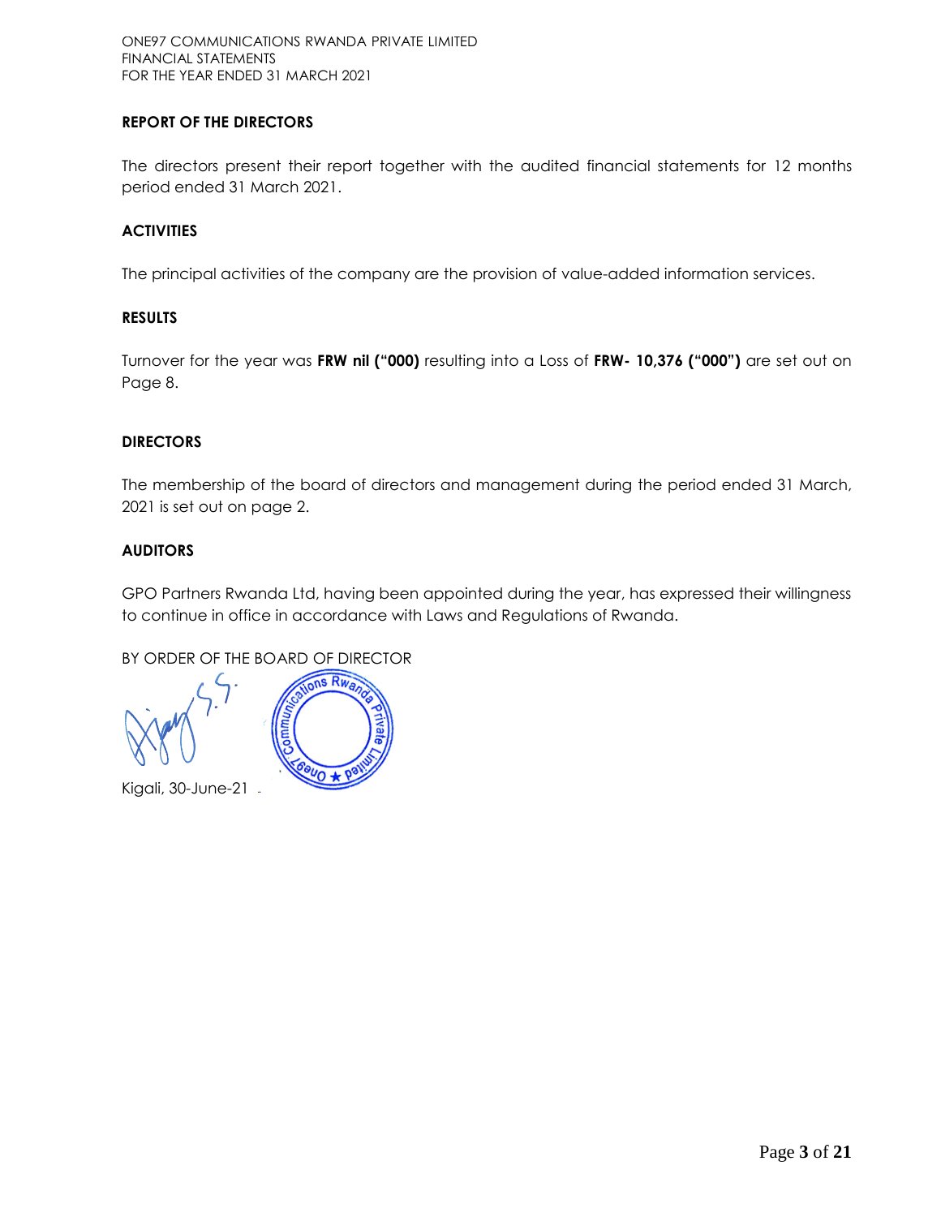## REPORT OF THE DIRECTORS

The directors present their report together with the audited financial statements for 12 months period ended 31 March 2021.

### ACTIVITIES

The principal activities of the company are the provision of value-added information services.

### RESULTS

Turnover for the year was **FRW nil ("000)** resulting into a Loss of **FRW- 10,376 ("000")** are set out on Page 8.

### DIRECTORS

The membership of the board of directors and management during the period ended 31 March, 2021 is set out on page 2.

### AUDITORS

GPO Partners Rwanda Ltd, having been appointed during the year, has expressed their willingness to continue in office in accordance with Laws and Regulations of Rwanda.

BY ORDER OF THE BOARD OF DIRECTOR

Kigali, 30-June-21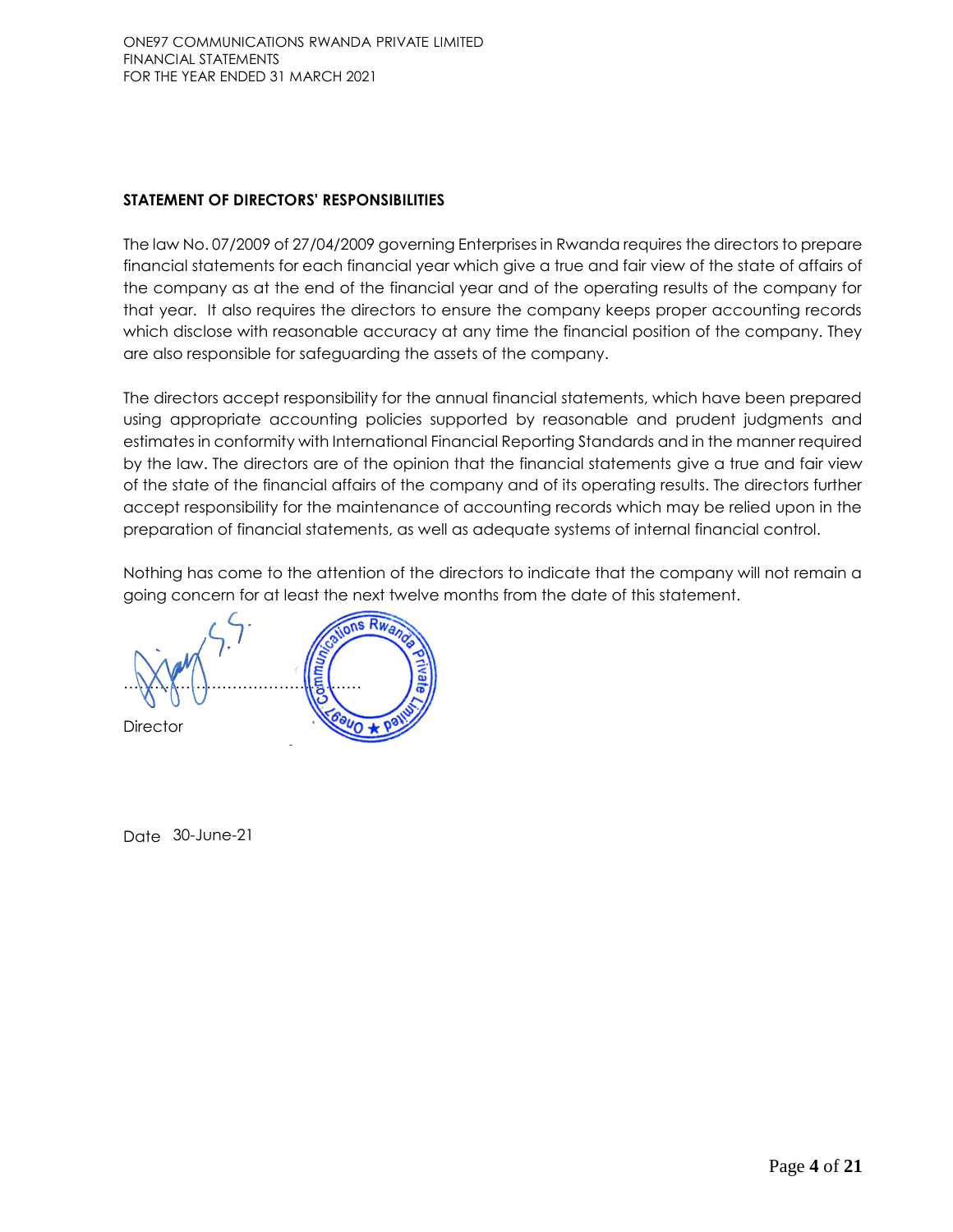## STATEMENT OF DIRECTORS' RESPONSIBILITIES

The law No. 07/2009 of 27/04/2009 governing Enterprises in Rwanda requires the directors to prepare financial statements for each financial year which give a true and fair view of the state of affairs of the company as at the end of the financial year and of the operating results of the company for that year. It also requires the directors to ensure the company keeps proper accounting records which disclose with reasonable accuracy at any time the financial position of the company. They are also responsible for safeguarding the assets of the company.

The directors accept responsibility for the annual financial statements, which have been prepared using appropriate accounting policies supported by reasonable and prudent judgments and estimates in conformity with International Financial Reporting Standards and in the manner required by the law. The directors are of the opinion that the financial statements give a true and fair view of the state of the financial affairs of the company and of its operating results. The directors further accept responsibility for the maintenance of accounting records which may be relied upon in the preparation of financial statements, as well as adequate systems of internal financial control.

Nothing has come to the attention of the directors to indicate that the company will not remain a going concern for at least the next twelve months from the date of this statement.

.............................................

Director

Date 30-June-21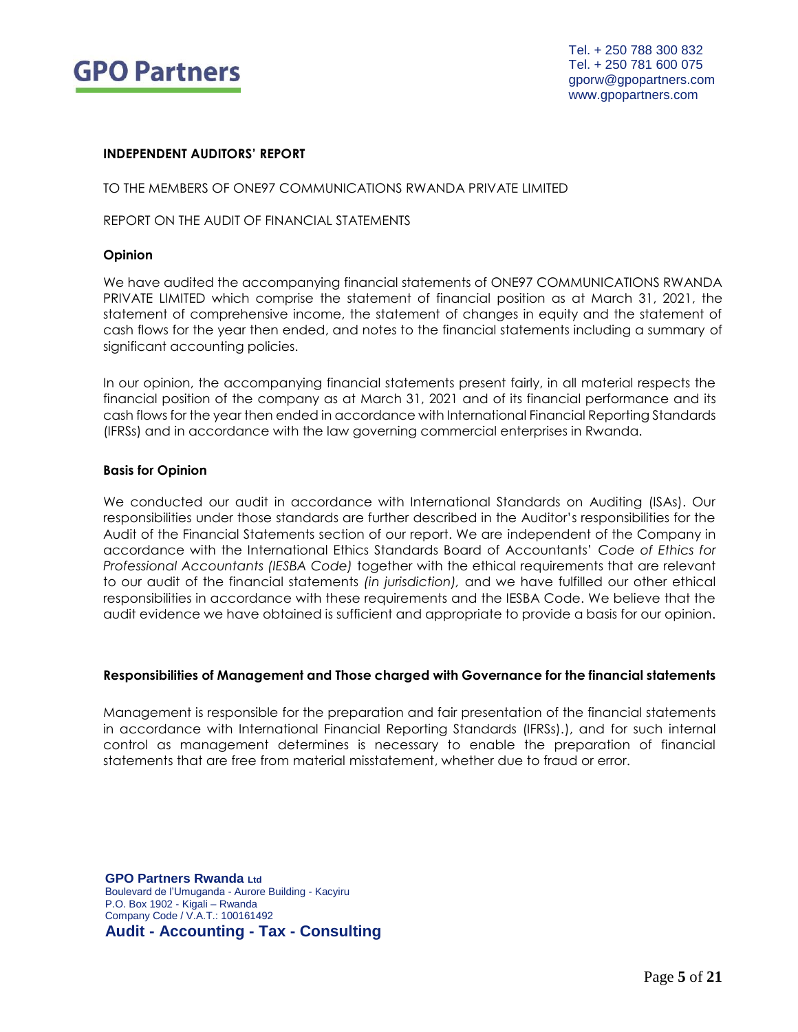**GPO Partners**

Tel. + 250 788 300 832
Tel. + 250 781 600 075
gporw@gpopartners.com
www.gpopartners.com

**INDEPENDENT AUDITORS' REPORT**

TO THE MEMBERS OF ONE97 COMMUNICATIONS RWANDA PRIVATE LIMITED

REPORT ON THE AUDIT OF FINANCIAL STATEMENTS

**Opinion**

We have audited the accompanying financial statements of ONE97 COMMUNICATIONS RWANDA PRIVATE LIMITED which comprise the statement of financial position as at March 31, 2021, the statement of comprehensive income, the statement of changes in equity and the statement of cash flows for the year then ended, and notes to the financial statements including a summary of significant accounting policies.

In our opinion, the accompanying financial statements present fairly, in all material respects the financial position of the company as at March 31, 2021 and of its financial performance and its cash flows for the year then ended in accordance with International Financial Reporting Standards (IFRSs) and in accordance with the law governing commercial enterprises in Rwanda.

**Basis for Opinion**

We conducted our audit in accordance with International Standards on Auditing (ISAs). Our responsibilities under those standards are further described in the Auditor's responsibilities for the Audit of the Financial Statements section of our report. We are independent of the Company in accordance with the International Ethics Standards Board of Accountants' *Code of Ethics for Professional Accountants (IESBA Code)* together with the ethical requirements that are relevant to our audit of the financial statements *(in jurisdiction),* and we have fulfilled our other ethical responsibilities in accordance with these requirements and the IESBA Code. We believe that the audit evidence we have obtained is sufficient and appropriate to provide a basis for our opinion.

**Responsibilities of Management and Those charged with Governance for the financial statements**

Management is responsible for the preparation and fair presentation of the financial statements in accordance with International Financial Reporting Standards (IFRSs).), and for such internal control as management determines is necessary to enable the preparation of financial statements that are free from material misstatement, whether due to fraud or error.

**GPO Partners Rwanda Ltd**
Boulevard de l'Umuganda - Aurore Building - Kacyiru
P.O. Box 1902 - Kigali – Rwanda
Company Code / V.A.T.: 100161492
**Audit - Accounting - Tax - Consulting**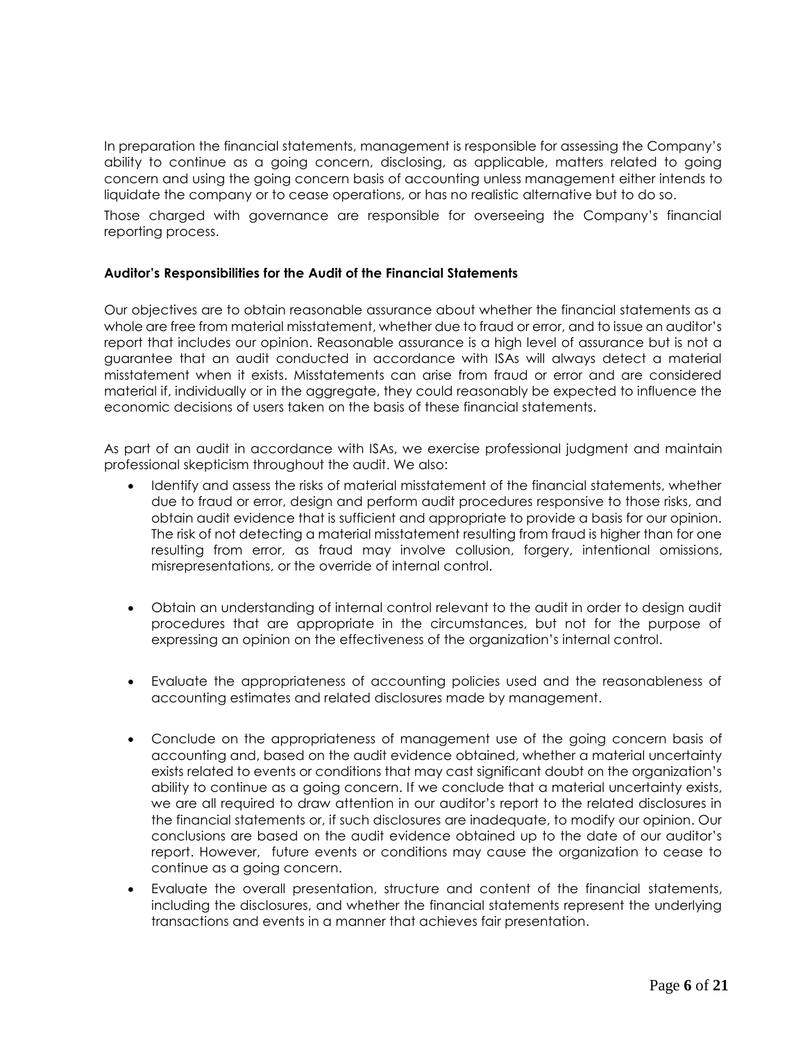In preparation the financial statements, management is responsible for assessing the Company's ability to continue as a going concern, disclosing, as applicable, matters related to going concern and using the going concern basis of accounting unless management either intends to liquidate the company or to cease operations, or has no realistic alternative but to do so.

Those charged with governance are responsible for overseeing the Company's financial reporting process.

**Auditor's Responsibilities for the Audit of the Financial Statements**

Our objectives are to obtain reasonable assurance about whether the financial statements as a whole are free from material misstatement, whether due to fraud or error, and to issue an auditor's report that includes our opinion. Reasonable assurance is a high level of assurance but is not a guarantee that an audit conducted in accordance with ISAs will always detect a material misstatement when it exists. Misstatements can arise from fraud or error and are considered material if, individually or in the aggregate, they could reasonably be expected to influence the economic decisions of users taken on the basis of these financial statements.

As part of an audit in accordance with ISAs, we exercise professional judgment and maintain professional skepticism throughout the audit. We also:

- Identify and assess the risks of material misstatement of the financial statements, whether due to fraud or error, design and perform audit procedures responsive to those risks, and obtain audit evidence that is sufficient and appropriate to provide a basis for our opinion. The risk of not detecting a material misstatement resulting from fraud is higher than for one resulting from error, as fraud may involve collusion, forgery, intentional omissions, misrepresentations, or the override of internal control.

- Obtain an understanding of internal control relevant to the audit in order to design audit procedures that are appropriate in the circumstances, but not for the purpose of expressing an opinion on the effectiveness of the organization's internal control.

- Evaluate the appropriateness of accounting policies used and the reasonableness of accounting estimates and related disclosures made by management.

- Conclude on the appropriateness of management use of the going concern basis of accounting and, based on the audit evidence obtained, whether a material uncertainty exists related to events or conditions that may cast significant doubt on the organization's ability to continue as a going concern. If we conclude that a material uncertainty exists, we are all required to draw attention in our auditor's report to the related disclosures in the financial statements or, if such disclosures are inadequate, to modify our opinion. Our conclusions are based on the audit evidence obtained up to the date of our auditor's report. However, future events or conditions may cause the organization to cease to continue as a going concern.

- Evaluate the overall presentation, structure and content of the financial statements, including the disclosures, and whether the financial statements represent the underlying transactions and events in a manner that achieves fair presentation.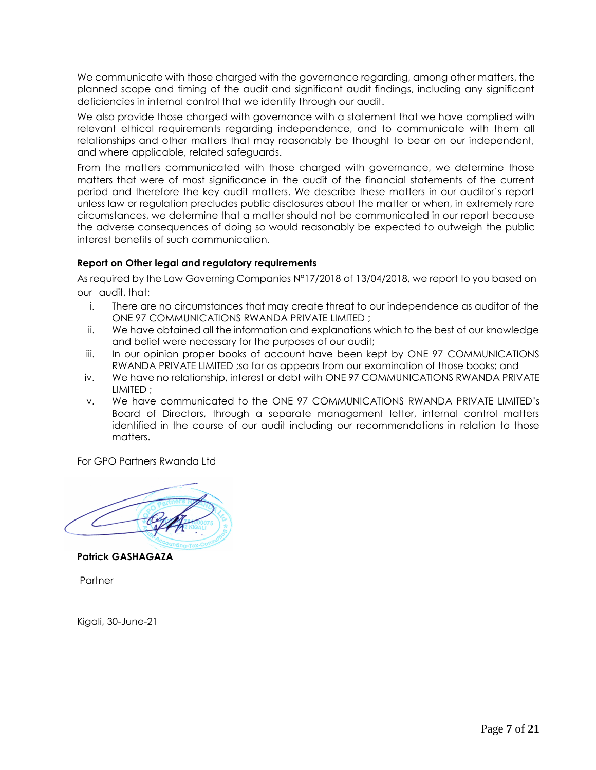We communicate with those charged with the governance regarding, among other matters, the planned scope and timing of the audit and significant audit findings, including any significant deficiencies in internal control that we identify through our audit.

We also provide those charged with governance with a statement that we have complied with relevant ethical requirements regarding independence, and to communicate with them all relationships and other matters that may reasonably be thought to bear on our independent, and where applicable, related safeguards.

From the matters communicated with those charged with governance, we determine those matters that were of most significance in the audit of the financial statements of the current period and therefore the key audit matters. We describe these matters in our auditor's report unless law or regulation precludes public disclosures about the matter or when, in extremely rare circumstances, we determine that a matter should not be communicated in our report because the adverse consequences of doing so would reasonably be expected to outweigh the public interest benefits of such communication.

**Report on Other legal and regulatory requirements**

As required by the Law Governing Companies N°17/2018 of 13/04/2018, we report to you based on our audit, that:

i. There are no circumstances that may create threat to our independence as auditor of the ONE 97 COMMUNICATIONS RWANDA PRIVATE LIMITED ;
ii. We have obtained all the information and explanations which to the best of our knowledge and belief were necessary for the purposes of our audit;
iii. In our opinion proper books of account have been kept by ONE 97 COMMUNICATIONS RWANDA PRIVATE LIMITED ;so far as appears from our examination of those books; and
iv. We have no relationship, interest or debt with ONE 97 COMMUNICATIONS RWANDA PRIVATE LIMITED ;
v. We have communicated to the ONE 97 COMMUNICATIONS RWANDA PRIVATE LIMITED's Board of Directors, through a separate management letter, internal control matters identified in the course of our audit including our recommendations in relation to those matters.

For GPO Partners Rwanda Ltd

**Patrick GASHAGAZA**

Partner

Kigali, 30-June-21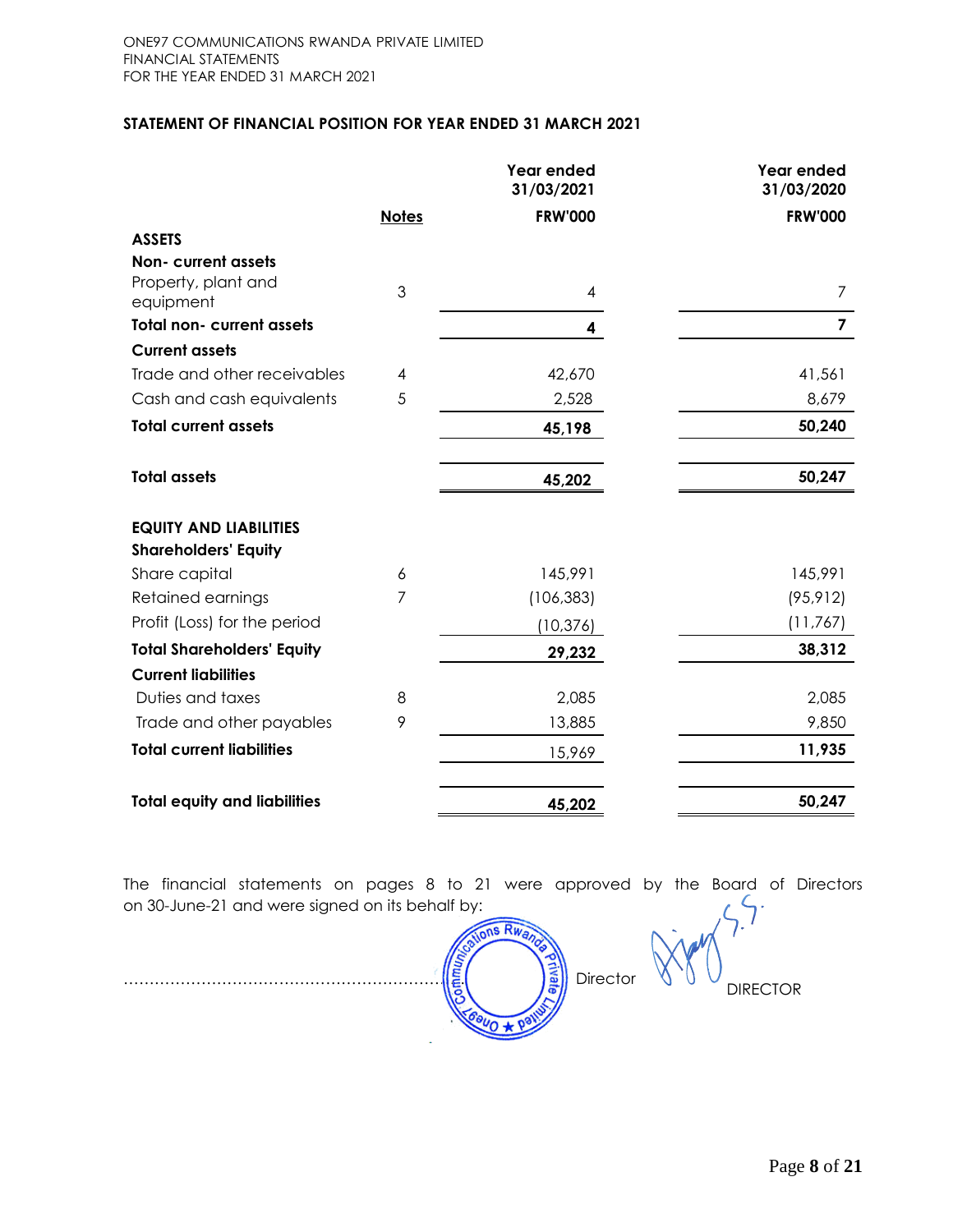ONE97 COMMUNICATIONS RWANDA PRIVATE LIMITED
FINANCIAL STATEMENTS
FOR THE YEAR ENDED 31 MARCH 2021

## STATEMENT OF FINANCIAL POSITION FOR YEAR ENDED 31 MARCH 2021

| | Notes | Year ended 31/03/2021 FRW'000 | Year ended 31/03/2020 FRW'000 |
|---|---|---|---|
| **ASSETS** | | | |
| **Non- current assets** | | | |
| Property, plant and equipment | 3 | 4 | 7 |
| **Total non- current assets** | | **4** | **7** |
| **Current assets** | | | |
| Trade and other receivables | 4 | 42,670 | 41,561 |
| Cash and cash equivalents | 5 | 2,528 | 8,679 |
| **Total current assets** | | **45,198** | **50,240** |
| **Total assets** | | **45,202** | **50,247** |
| **EQUITY AND LIABILITIES** | | | |
| **Shareholders' Equity** | | | |
| Share capital | 6 | 145,991 | 145,991 |
| Retained earnings | 7 | (106,383) | (95,912) |
| Profit (Loss) for the period | | (10,376) | (11,767) |
| **Total Shareholders' Equity** | | **29,232** | **38,312** |
| **Current liabilities** | | | |
| Duties and taxes | 8 | 2,085 | 2,085 |
| Trade and other payables | 9 | 13,885 | 9,850 |
| **Total current liabilities** | | 15,969 | **11,935** |
| **Total equity and liabilities** | | **45,202** | **50,247** |

The financial statements on pages 8 to 21 were approved by the Board of Directors on 30-June-21 and were signed on its behalf by:

………………………………………………………… Director DIRECTOR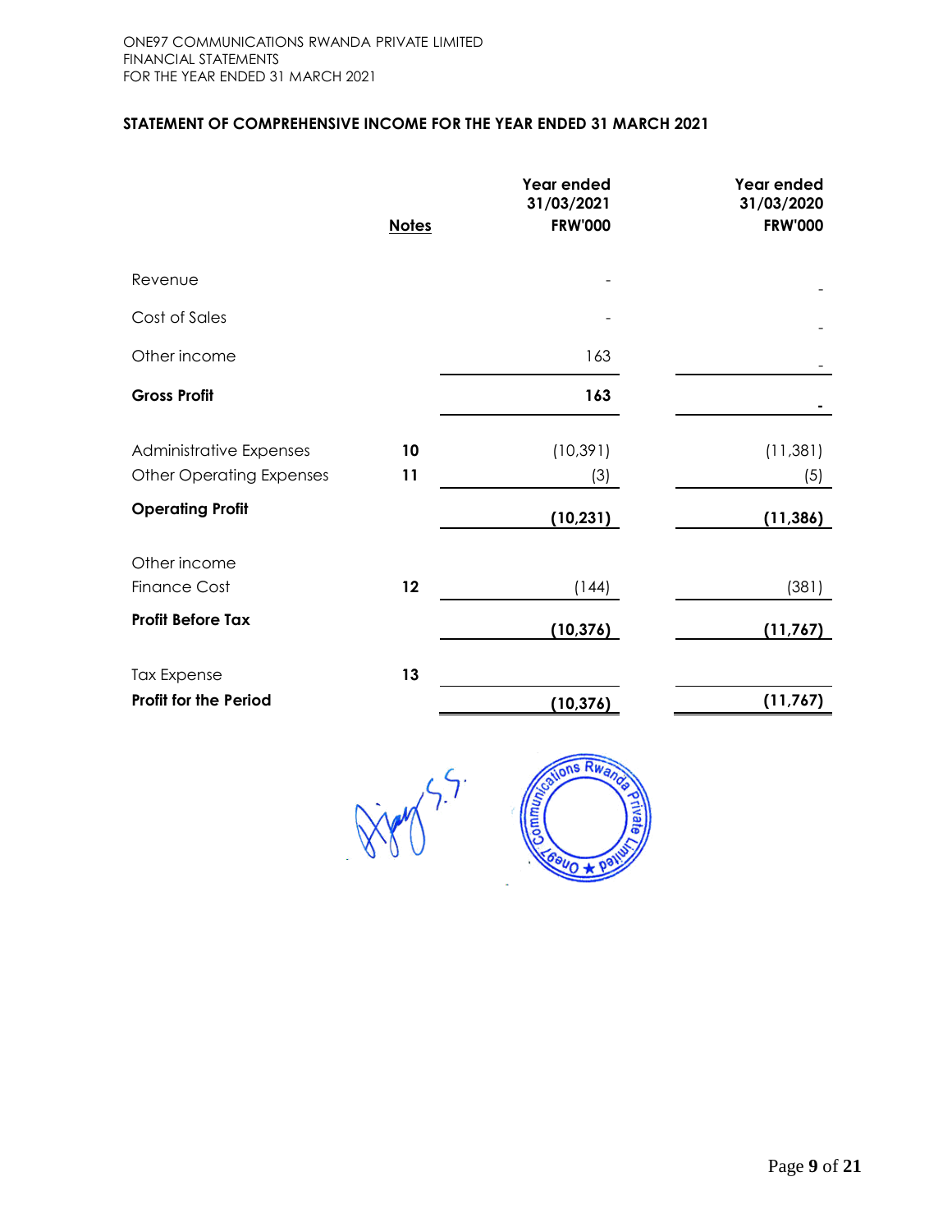ONE97 COMMUNICATIONS RWANDA PRIVATE LIMITED
FINANCIAL STATEMENTS
FOR THE YEAR ENDED 31 MARCH 2021

## STATEMENT OF COMPREHENSIVE INCOME FOR THE YEAR ENDED 31 MARCH 2021

| | Notes | Year ended 31/03/2021 FRW'000 | Year ended 31/03/2020 FRW'000 |
|---|---|---|---|
| Revenue | | - | - |
| Cost of Sales | | - | - |
| Other income | | 163 | - |
| **Gross Profit** | | **163** | **-** |
| Administrative Expenses | **10** | (10,391) | (11,381) |
| Other Operating Expenses | **11** | (3) | (5) |
| **Operating Profit** | | **(10,231)** | **(11,386)** |
| Other income | | | |
| Finance Cost | **12** | (144) | (381) |
| **Profit Before Tax** | | **(10,376)** | **(11,767)** |
| Tax Expense | **13** | | |
| **Profit for the Period** | | **(10,376)** | **(11,767)** |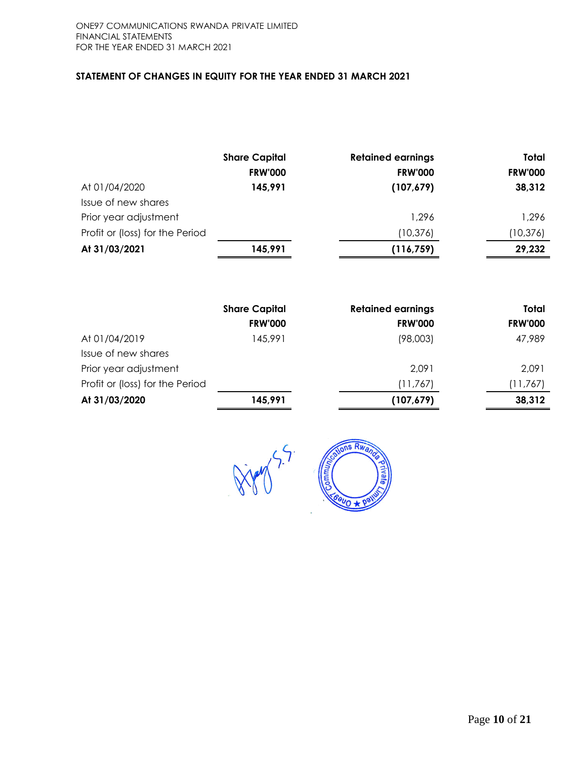ONE97 COMMUNICATIONS RWANDA PRIVATE LIMITED
FINANCIAL STATEMENTS
FOR THE YEAR ENDED 31 MARCH 2021

## STATEMENT OF CHANGES IN EQUITY FOR THE YEAR ENDED 31 MARCH 2021

| | Share Capital | Retained earnings | Total |
|---|---|---|---|
| | FRW'000 | FRW'000 | FRW'000 |
| At 01/04/2020 | **145,991** | **(107,679)** | **38,312** |
| Issue of new shares | | | |
| Prior year adjustment | | 1,296 | 1,296 |
| Profit or (loss) for the Period | | (10,376) | (10,376) |
| **At 31/03/2021** | **145,991** | **(116,759)** | **29,232** |

| | Share Capital | Retained earnings | Total |
|---|---|---|---|
| | FRW'000 | FRW'000 | FRW'000 |
| At 01/04/2019 | 145,991 | (98,003) | 47,989 |
| Issue of new shares | | | |
| Prior year adjustment | | 2,091 | 2,091 |
| Profit or (loss) for the Period | | (11,767) | (11,767) |
| **At 31/03/2020** | **145,991** | **(107,679)** | **38,312** |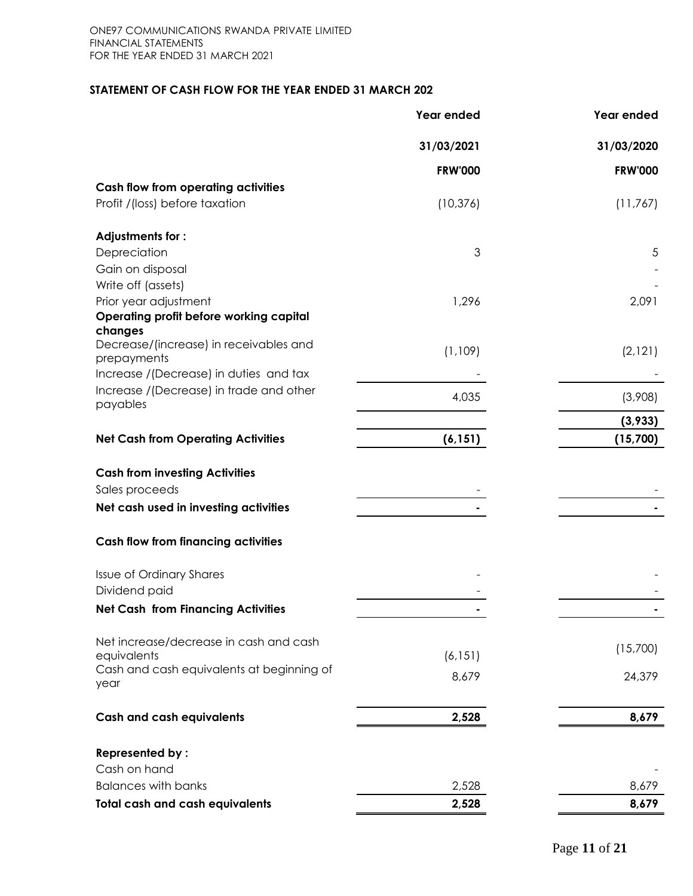ONE97 COMMUNICATIONS RWANDA PRIVATE LIMITED
FINANCIAL STATEMENTS
FOR THE YEAR ENDED 31 MARCH 2021

## STATEMENT OF CASH FLOW FOR THE YEAR ENDED 31 MARCH 202

| | Year ended | Year ended |
|---|---|---|
| | 31/03/2021 | 31/03/2020 |
| | FRW'000 | FRW'000 |
| **Cash flow from operating activities** | | |
| Profit /(loss) before taxation | (10,376) | (11,767) |
| **Adjustments for :** | | |
| Depreciation | 3 | 5 |
| Gain on disposal | | - |
| Write off (assets) | | - |
| Prior year adjustment | 1,296 | 2,091 |
| **Operating profit before working capital changes** | | |
| Decrease/(increase) in receivables and prepayments | (1,109) | (2,121) |
| Increase /(Decrease) in duties and tax | - | - |
| Increase /(Decrease) in trade and other payables | 4,035 | (3,908) |
| | | **(3,933)** |
| **Net Cash from Operating Activities** | **(6,151)** | **(15,700)** |
| **Cash from investing Activities** | | |
| Sales proceeds | - | - |
| **Net cash used in investing activities** | **-** | **-** |
| **Cash flow from financing activities** | | |
| Issue of Ordinary Shares | - | - |
| Dividend paid | - | - |
| **Net Cash from Financing Activities** | **-** | **-** |
| Net increase/decrease in cash and cash equivalents | (6,151) | (15,700) |
| Cash and cash equivalents at beginning of year | 8,679 | 24,379 |
| **Cash and cash equivalents** | **2,528** | **8,679** |
| **Represented by :** | | |
| Cash on hand | | - |
| Balances with banks | 2,528 | 8,679 |
| **Total cash and cash equivalents** | **2,528** | **8,679** |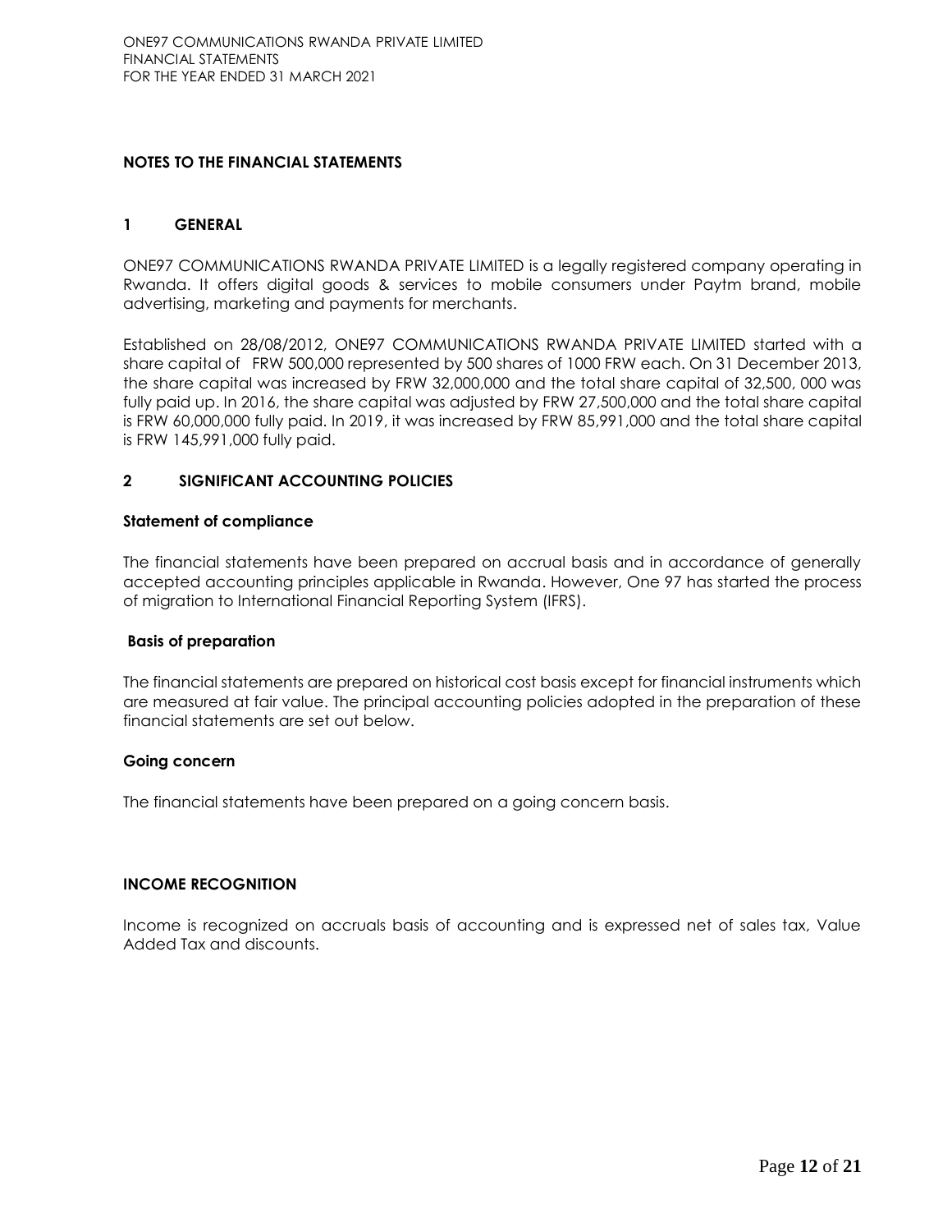## NOTES TO THE FINANCIAL STATEMENTS

### 1 GENERAL

ONE97 COMMUNICATIONS RWANDA PRIVATE LIMITED is a legally registered company operating in Rwanda. It offers digital goods & services to mobile consumers under Paytm brand, mobile advertising, marketing and payments for merchants.

Established on 28/08/2012, ONE97 COMMUNICATIONS RWANDA PRIVATE LIMITED started with a share capital of FRW 500,000 represented by 500 shares of 1000 FRW each. On 31 December 2013, the share capital was increased by FRW 32,000,000 and the total share capital of 32,500, 000 was fully paid up. In 2016, the share capital was adjusted by FRW 27,500,000 and the total share capital is FRW 60,000,000 fully paid. In 2019, it was increased by FRW 85,991,000 and the total share capital is FRW 145,991,000 fully paid.

### 2 SIGNIFICANT ACCOUNTING POLICIES

**Statement of compliance**

The financial statements have been prepared on accrual basis and in accordance of generally accepted accounting principles applicable in Rwanda. However, One 97 has started the process of migration to International Financial Reporting System (IFRS).

**Basis of preparation**

The financial statements are prepared on historical cost basis except for financial instruments which are measured at fair value. The principal accounting policies adopted in the preparation of these financial statements are set out below.

**Going concern**

The financial statements have been prepared on a going concern basis.

**INCOME RECOGNITION**

Income is recognized on accruals basis of accounting and is expressed net of sales tax, Value Added Tax and discounts.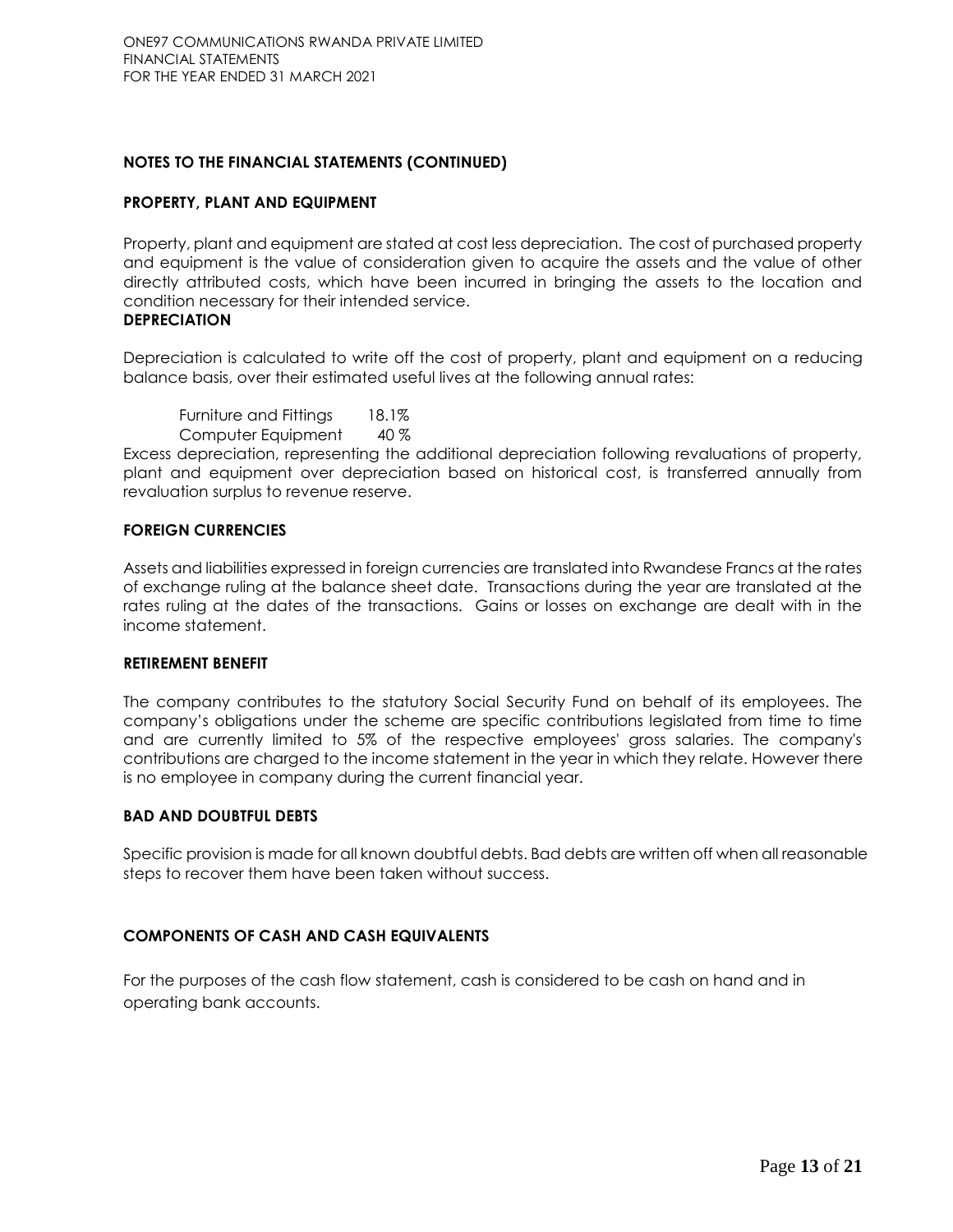## NOTES TO THE FINANCIAL STATEMENTS (CONTINUED)

### PROPERTY, PLANT AND EQUIPMENT

Property, plant and equipment are stated at cost less depreciation. The cost of purchased property and equipment is the value of consideration given to acquire the assets and the value of other directly attributed costs, which have been incurred in bringing the assets to the location and condition necessary for their intended service.

### DEPRECIATION

Depreciation is calculated to write off the cost of property, plant and equipment on a reducing balance basis, over their estimated useful lives at the following annual rates:

| | |
|---|---|
| Furniture and Fittings | 18.1% |
| Computer Equipment | 40 % |

Excess depreciation, representing the additional depreciation following revaluations of property, plant and equipment over depreciation based on historical cost, is transferred annually from revaluation surplus to revenue reserve.

### FOREIGN CURRENCIES

Assets and liabilities expressed in foreign currencies are translated into Rwandese Francs at the rates of exchange ruling at the balance sheet date. Transactions during the year are translated at the rates ruling at the dates of the transactions. Gains or losses on exchange are dealt with in the income statement.

### RETIREMENT BENEFIT

The company contributes to the statutory Social Security Fund on behalf of its employees. The company's obligations under the scheme are specific contributions legislated from time to time and are currently limited to 5% of the respective employees' gross salaries. The company's contributions are charged to the income statement in the year in which they relate. However there is no employee in company during the current financial year.

### BAD AND DOUBTFUL DEBTS

Specific provision is made for all known doubtful debts. Bad debts are written off when all reasonable steps to recover them have been taken without success.

### COMPONENTS OF CASH AND CASH EQUIVALENTS

For the purposes of the cash flow statement, cash is considered to be cash on hand and in operating bank accounts.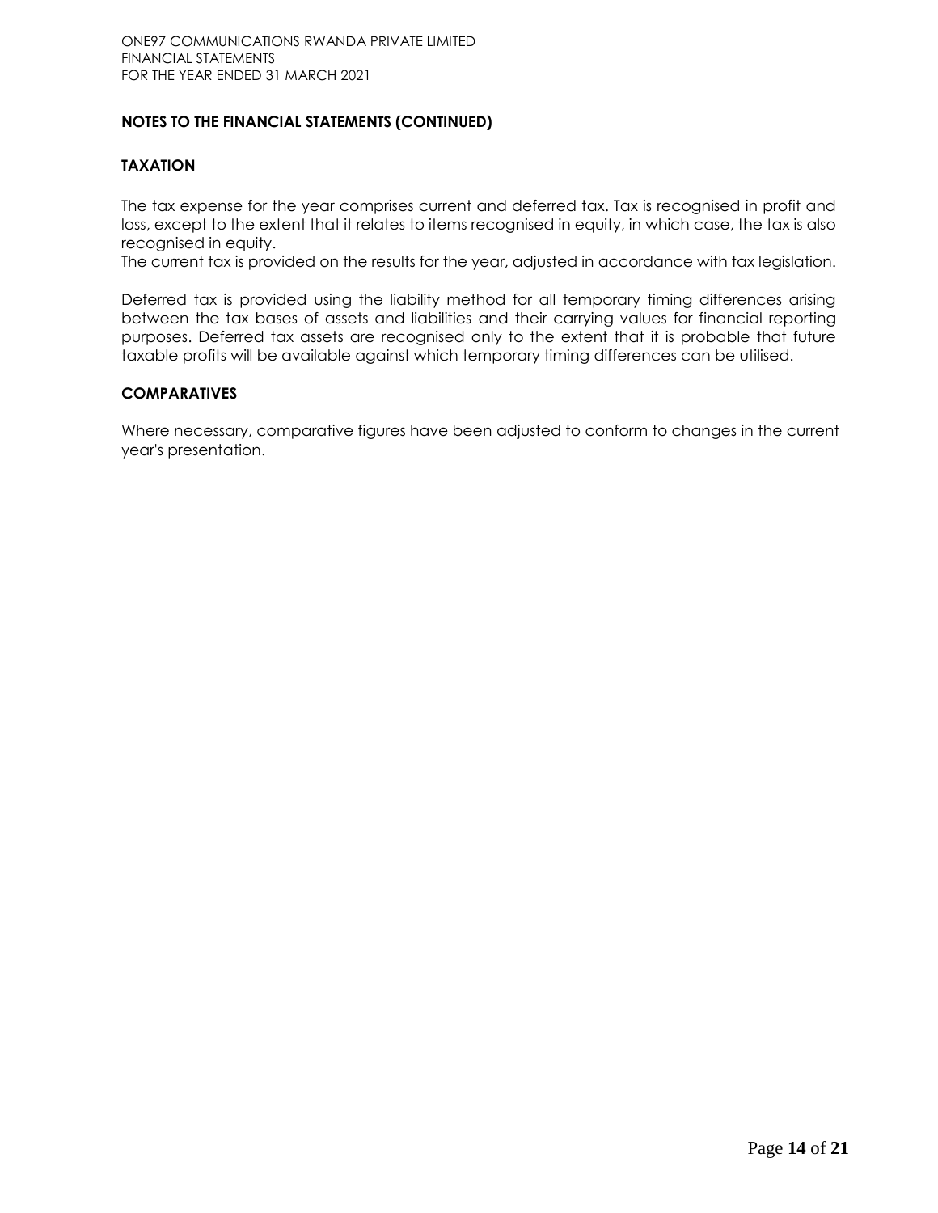## NOTES TO THE FINANCIAL STATEMENTS (CONTINUED)

### TAXATION

The tax expense for the year comprises current and deferred tax. Tax is recognised in profit and loss, except to the extent that it relates to items recognised in equity, in which case, the tax is also recognised in equity.

The current tax is provided on the results for the year, adjusted in accordance with tax legislation.

Deferred tax is provided using the liability method for all temporary timing differences arising between the tax bases of assets and liabilities and their carrying values for financial reporting purposes. Deferred tax assets are recognised only to the extent that it is probable that future taxable profits will be available against which temporary timing differences can be utilised.

### COMPARATIVES

Where necessary, comparative figures have been adjusted to conform to changes in the current year's presentation.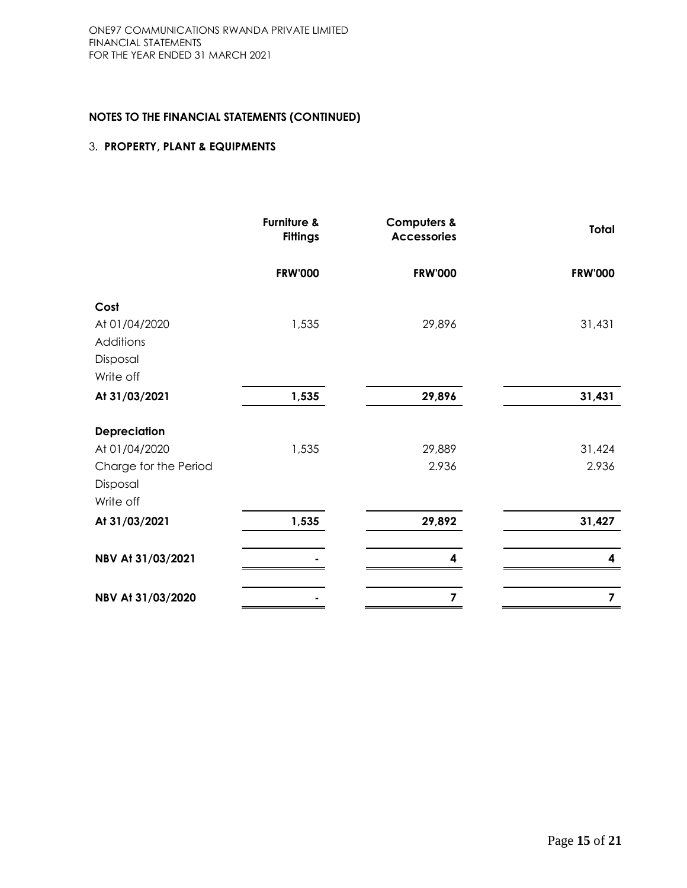## NOTES TO THE FINANCIAL STATEMENTS (CONTINUED)

### 3. PROPERTY, PLANT & EQUIPMENTS

| | Furniture & Fittings | Computers & Accessories | Total |
|---|---|---|---|
| | **FRW'000** | **FRW'000** | **FRW'000** |
| **Cost** | | | |
| At 01/04/2020 | 1,535 | 29,896 | 31,431 |
| Additions | | | |
| Disposal | | | |
| Write off | | | |
| **At 31/03/2021** | **1,535** | **29,896** | **31,431** |
| **Depreciation** | | | |
| At 01/04/2020 | 1,535 | 29,889 | 31,424 |
| Charge for the Period | | 2.936 | 2.936 |
| Disposal | | | |
| Write off | | | |
| **At 31/03/2021** | **1,535** | **29,892** | **31,427** |
| **NBV At 31/03/2021** | **-** | **4** | **4** |
| **NBV At 31/03/2020** | **-** | **7** | **7** |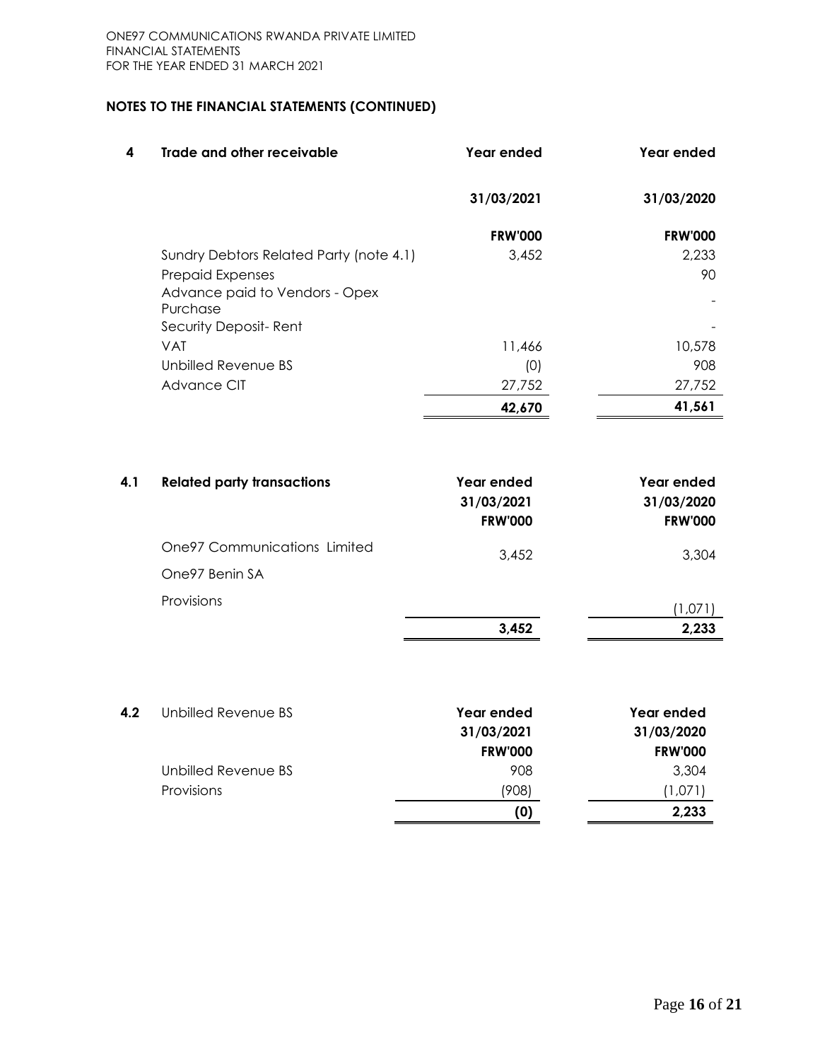## NOTES TO THE FINANCIAL STATEMENTS (CONTINUED)

| 4 | Trade and other receivable | Year ended | Year ended |
|---|---|---|---|
| | | 31/03/2021 | 31/03/2020 |
| | | FRW'000 | FRW'000 |
| | Sundry Debtors Related Party (note 4.1) | 3,452 | 2,233 |
| | Prepaid Expenses | | 90 |
| | Advance paid to Vendors - Opex Purchase | | - |
| | Security Deposit- Rent | | - |
| | VAT | 11,466 | 10,578 |
| | Unbilled Revenue BS | (0) | 908 |
| | Advance CIT | 27,752 | 27,752 |
| | | **42,670** | **41,561** |

| 4.1 | Related party transactions | Year ended 31/03/2021 FRW'000 | Year ended 31/03/2020 FRW'000 |
|---|---|---|---|
| | One97 Communications Limited | 3,452 | 3,304 |
| | One97 Benin SA | | |
| | Provisions | | (1,071) |
| | | **3,452** | **2,233** |

| 4.2 | Unbilled Revenue BS | Year ended 31/03/2021 FRW'000 | Year ended 31/03/2020 FRW'000 |
|---|---|---|---|
| | Unbilled Revenue BS | 908 | 3,304 |
| | Provisions | (908) | (1,071) |
| | | **(0)** | **2,233** |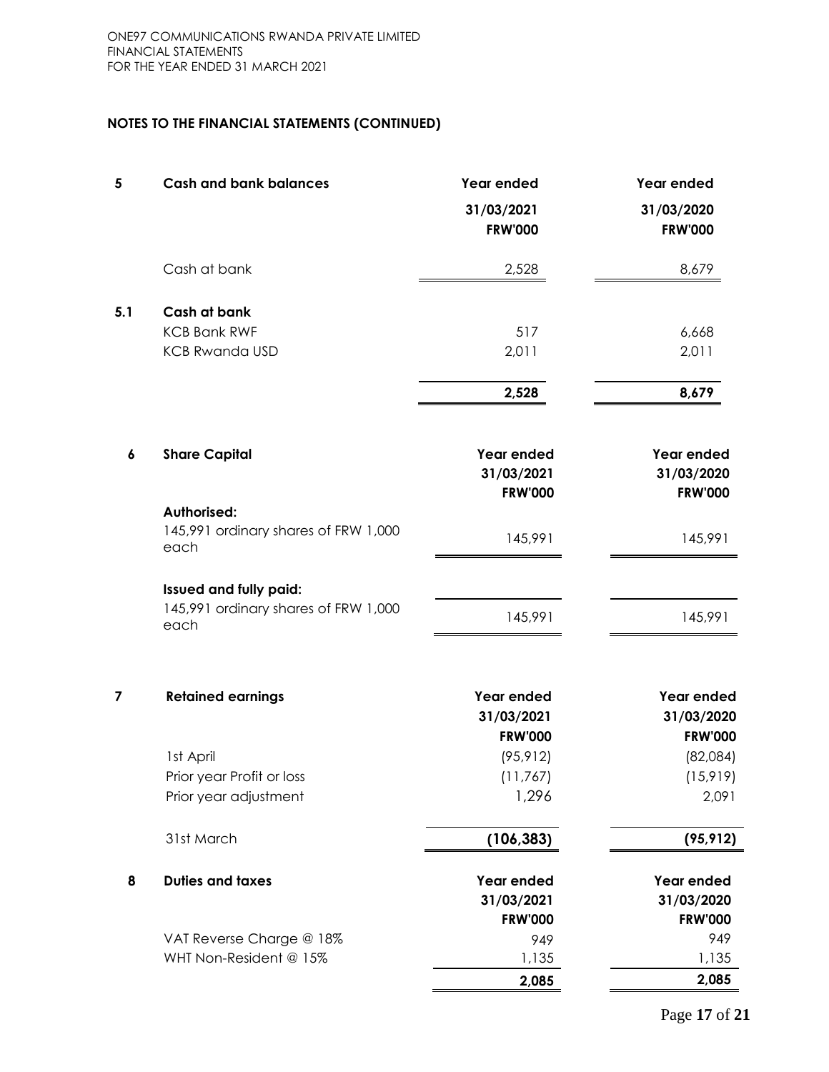## NOTES TO THE FINANCIAL STATEMENTS (CONTINUED)

| | | Year ended 31/03/2021 FRW'000 | Year ended 31/03/2020 FRW'000 |
|---|---|---|---|
| **5** | **Cash and bank balances** | | |
| | Cash at bank | 2,528 | 8,679 |
| **5.1** | **Cash at bank** | | |
| | KCB Bank RWF | 517 | 6,668 |
| | KCB Rwanda USD | 2,011 | 2,011 |
| | | **2,528** | **8,679** |

| | | Year ended 31/03/2021 FRW'000 | Year ended 31/03/2020 FRW'000 |
|---|---|---|---|
| **6** | **Share Capital** | | |
| | **Authorised:** | | |
| | 145,991 ordinary shares of FRW 1,000 each | 145,991 | 145,991 |
| | **Issued and fully paid:** | | |
| | 145,991 ordinary shares of FRW 1,000 each | 145,991 | 145,991 |

| | | Year ended 31/03/2021 FRW'000 | Year ended 31/03/2020 FRW'000 |
|---|---|---|---|
| **7** | **Retained earnings** | | |
| | 1st April | (95,912) | (82,084) |
| | Prior year Profit or loss | (11,767) | (15,919) |
| | Prior year adjustment | 1,296 | 2,091 |
| | 31st March | **(106,383)** | **(95,912)** |

| | | Year ended 31/03/2021 FRW'000 | Year ended 31/03/2020 FRW'000 |
|---|---|---|---|
| **8** | **Duties and taxes** | | |
| | VAT Reverse Charge @ 18% | 949 | 949 |
| | WHT Non-Resident @ 15% | 1,135 | 1,135 |
| | | **2,085** | **2,085** |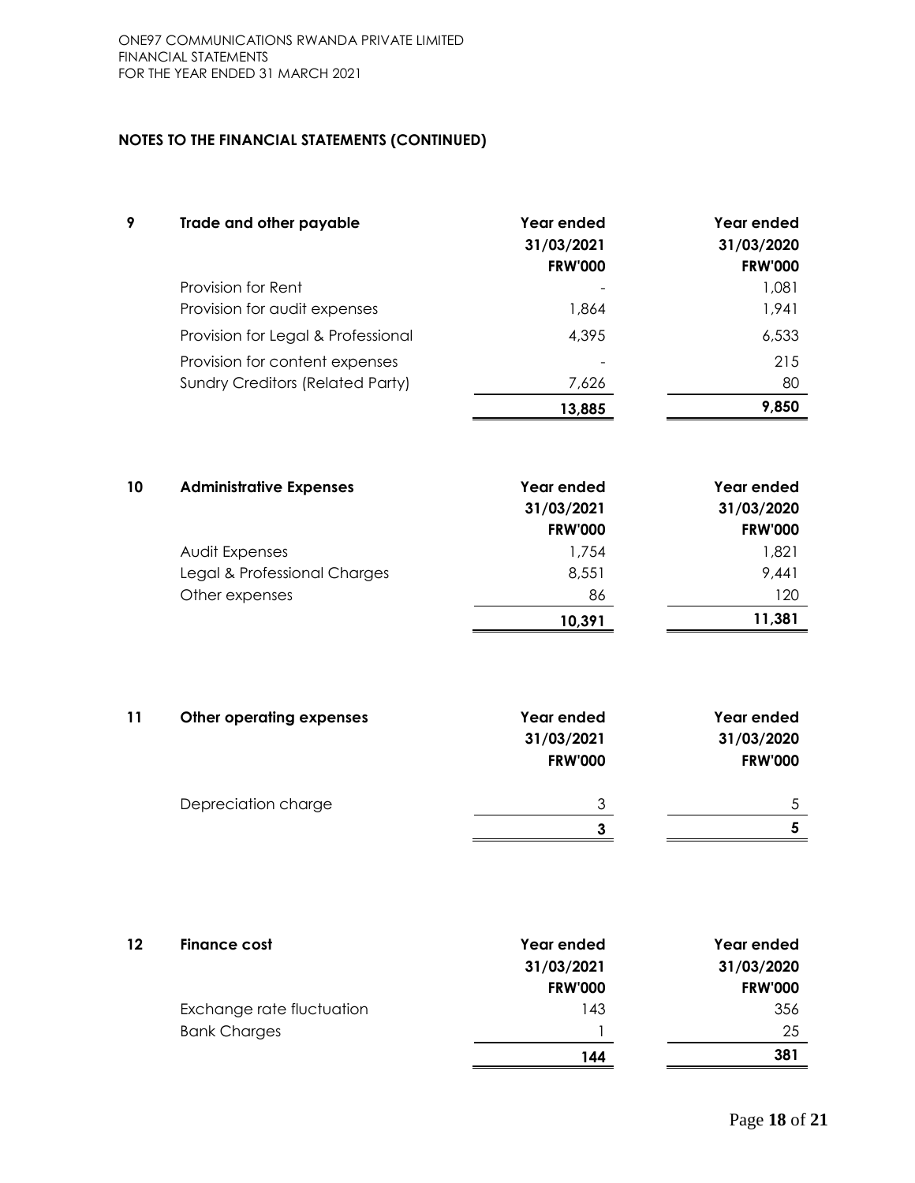## NOTES TO THE FINANCIAL STATEMENTS (CONTINUED)

| 9 | Trade and other payable | Year ended 31/03/2021 FRW'000 | Year ended 31/03/2020 FRW'000 |
|---|---|---|---|
| | Provision for Rent | - | 1,081 |
| | Provision for audit expenses | 1,864 | 1,941 |
| | Provision for Legal & Professional | 4,395 | 6,533 |
| | Provision for content expenses | - | 215 |
| | Sundry Creditors (Related Party) | 7,626 | 80 |
| | | **13,885** | **9,850** |

| 10 | Administrative Expenses | Year ended 31/03/2021 FRW'000 | Year ended 31/03/2020 FRW'000 |
|---|---|---|---|
| | Audit Expenses | 1,754 | 1,821 |
| | Legal & Professional Charges | 8,551 | 9,441 |
| | Other expenses | 86 | 120 |
| | | **10,391** | **11,381** |

| 11 | Other operating expenses | Year ended 31/03/2021 FRW'000 | Year ended 31/03/2020 FRW'000 |
|---|---|---|---|
| | Depreciation charge | 3 | 5 |
| | | **3** | **5** |

| 12 | Finance cost | Year ended 31/03/2021 FRW'000 | Year ended 31/03/2020 FRW'000 |
|---|---|---|---|
| | Exchange rate fluctuation | 143 | 356 |
| | Bank Charges | 1 | 25 |
| | | **144** | **381** |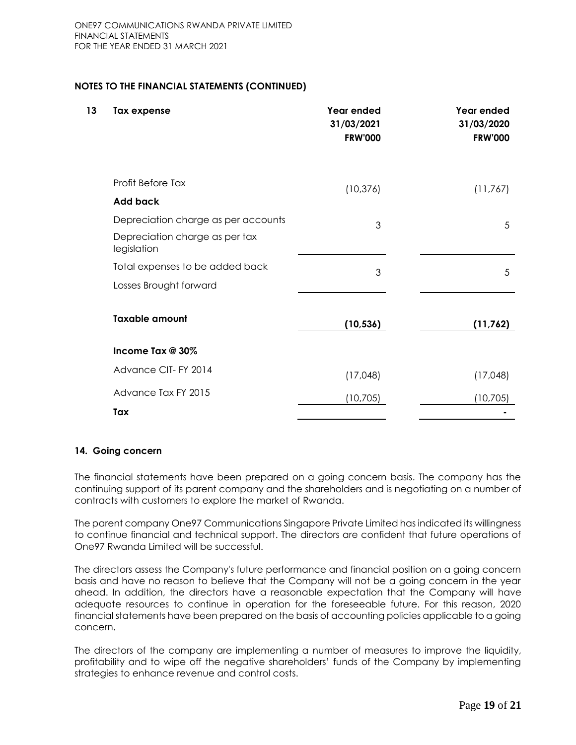## NOTES TO THE FINANCIAL STATEMENTS (CONTINUED)

| 13 | Tax expense | Year ended 31/03/2021 FRW'000 | Year ended 31/03/2020 FRW'000 |
|---|---|---|---|
| | Profit Before Tax | (10,376) | (11,767) |
| | **Add back** | | |
| | Depreciation charge as per accounts | 3 | 5 |
| | Depreciation charge as per tax legislation | | |
| | Total expenses to be added back | 3 | 5 |
| | Losses Brought forward | | |
| | **Taxable amount** | **(10,536)** | **(11,762)** |
| | **Income Tax @ 30%** | | |
| | Advance CIT- FY 2014 | (17,048) | (17,048) |
| | Advance Tax FY 2015 | (10,705) | (10,705) |
| | **Tax** | | - |

### 14. Going concern

The financial statements have been prepared on a going concern basis. The company has the continuing support of its parent company and the shareholders and is negotiating on a number of contracts with customers to explore the market of Rwanda.

The parent company One97 Communications Singapore Private Limited has indicated its willingness to continue financial and technical support. The directors are confident that future operations of One97 Rwanda Limited will be successful.

The directors assess the Company's future performance and financial position on a going concern basis and have no reason to believe that the Company will not be a going concern in the year ahead. In addition, the directors have a reasonable expectation that the Company will have adequate resources to continue in operation for the foreseeable future. For this reason, 2020 financial statements have been prepared on the basis of accounting policies applicable to a going concern.

The directors of the company are implementing a number of measures to improve the liquidity, profitability and to wipe off the negative shareholders' funds of the Company by implementing strategies to enhance revenue and control costs.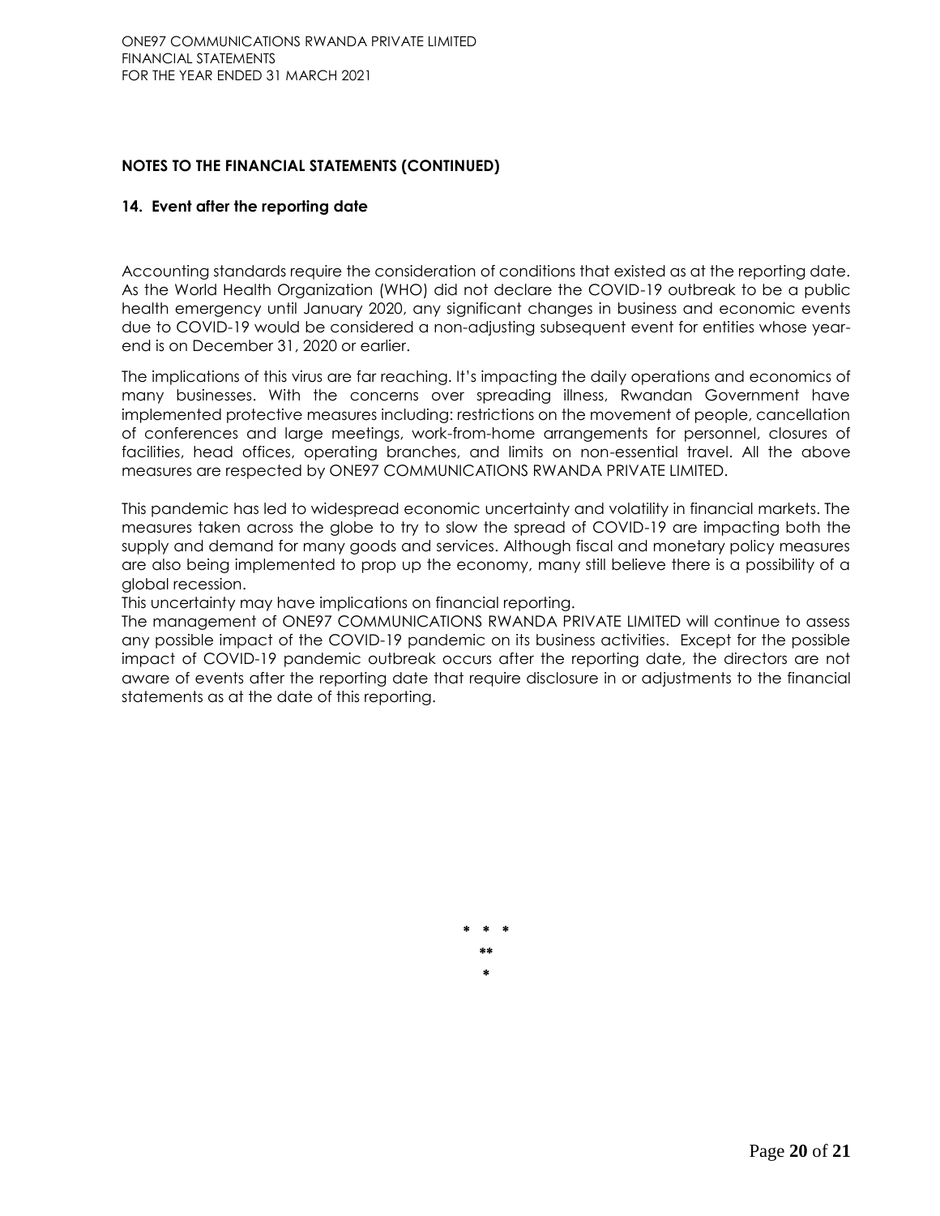## NOTES TO THE FINANCIAL STATEMENTS (CONTINUED)

### 14. Event after the reporting date

Accounting standards require the consideration of conditions that existed as at the reporting date. As the World Health Organization (WHO) did not declare the COVID-19 outbreak to be a public health emergency until January 2020, any significant changes in business and economic events due to COVID-19 would be considered a non-adjusting subsequent event for entities whose year-end is on December 31, 2020 or earlier.

The implications of this virus are far reaching. It's impacting the daily operations and economics of many businesses. With the concerns over spreading illness, Rwandan Government have implemented protective measures including: restrictions on the movement of people, cancellation of conferences and large meetings, work-from-home arrangements for personnel, closures of facilities, head offices, operating branches, and limits on non-essential travel. All the above measures are respected by ONE97 COMMUNICATIONS RWANDA PRIVATE LIMITED.

This pandemic has led to widespread economic uncertainty and volatility in financial markets. The measures taken across the globe to try to slow the spread of COVID-19 are impacting both the supply and demand for many goods and services. Although fiscal and monetary policy measures are also being implemented to prop up the economy, many still believe there is a possibility of a global recession.

This uncertainty may have implications on financial reporting.

The management of ONE97 COMMUNICATIONS RWANDA PRIVATE LIMITED will continue to assess any possible impact of the COVID-19 pandemic on its business activities. Except for the possible impact of COVID-19 pandemic outbreak occurs after the reporting date, the directors are not aware of events after the reporting date that require disclosure in or adjustments to the financial statements as at the date of this reporting.

\* \* \*

\*\*

\*